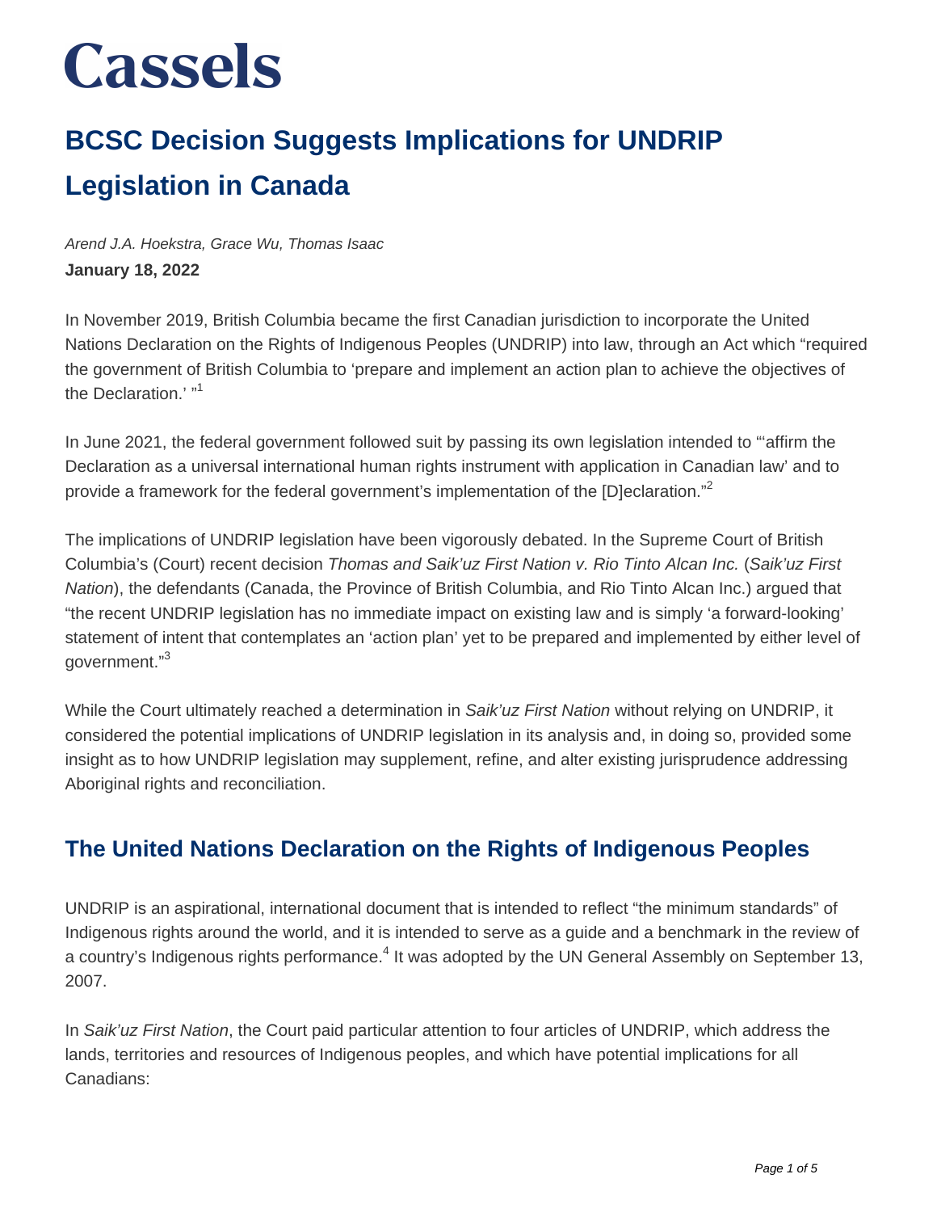# Cassels

## BCSC Decision Suggests Implications for UNDRIP Legislation in Canada

*Arend J.A. Hoekstra, Grace Wu, Thomas Isaac*

**January 18, 2022**

In November 2019, British Columbia became the first Canadian jurisdiction to incorporate the United Nations Declaration on the Rights of Indigenous Peoples (UNDRIP) into law, through an Act which "required the government of British Columbia to 'prepare and implement an action plan to achieve the objectives of the Declaration.' "[1]

In June 2021, the federal government followed suit by passing its own legislation intended to "'affirm the Declaration as a universal international human rights instrument with application in Canadian law' and to provide a framework for the federal government's implementation of the [D]eclaration."[2]

The implications of UNDRIP legislation have been vigorously debated. In the Supreme Court of British Columbia's (Court) recent decision *Thomas and Saik'uz First Nation v. Rio Tinto Alcan Inc.* (*Saik'uz First Nation*), the defendants (Canada, the Province of British Columbia, and Rio Tinto Alcan Inc.) argued that "the recent UNDRIP legislation has no immediate impact on existing law and is simply 'a forward-looking' statement of intent that contemplates an 'action plan' yet to be prepared and implemented by either level of government."[3]

While the Court ultimately reached a determination in *Saik'uz First Nation* without relying on UNDRIP, it considered the potential implications of UNDRIP legislation in its analysis and, in doing so, provided some insight as to how UNDRIP legislation may supplement, refine, and alter existing jurisprudence addressing Aboriginal rights and reconciliation.

### The United Nations Declaration on the Rights of Indigenous Peoples

UNDRIP is an aspirational, international document that is intended to reflect "the minimum standards" of Indigenous rights around the world, and it is intended to serve as a guide and a benchmark in the review of a country's Indigenous rights performance.[4] It was adopted by the UN General Assembly on September 13, 2007.

In *Saik'uz First Nation*, the Court paid particular attention to four articles of UNDRIP, which address the lands, territories and resources of Indigenous peoples, and which have potential implications for all Canadians: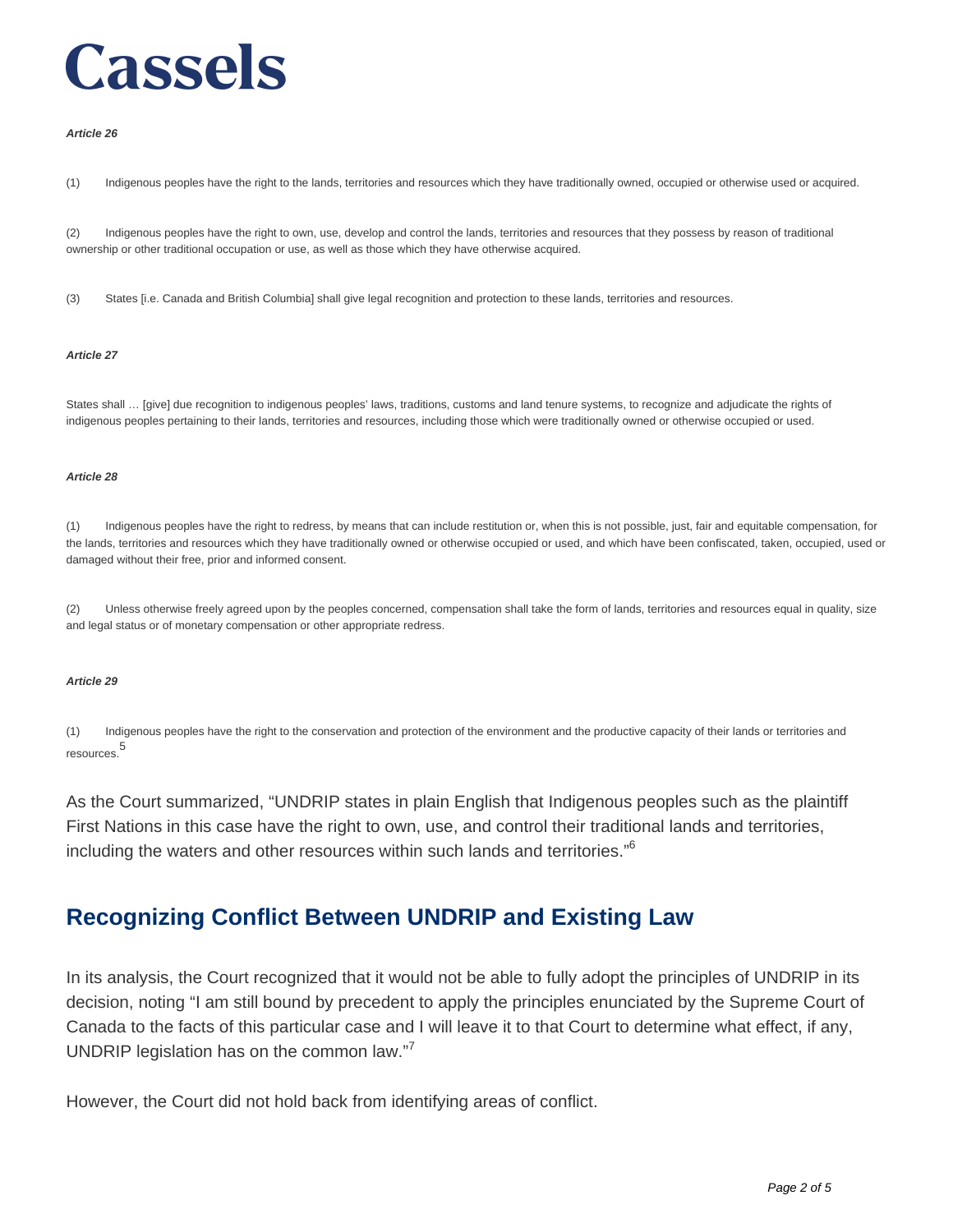***Article 26***

(1) Indigenous peoples have the right to the lands, territories and resources which they have traditionally owned, occupied or otherwise used or acquired.

(2) Indigenous peoples have the right to own, use, develop and control the lands, territories and resources that they possess by reason of traditional ownership or other traditional occupation or use, as well as those which they have otherwise acquired.

(3) States [i.e. Canada and British Columbia] shall give legal recognition and protection to these lands, territories and resources.

***Article 27***

States shall … [give] due recognition to indigenous peoples' laws, traditions, customs and land tenure systems, to recognize and adjudicate the rights of indigenous peoples pertaining to their lands, territories and resources, including those which were traditionally owned or otherwise occupied or used.

***Article 28***

(1) Indigenous peoples have the right to redress, by means that can include restitution or, when this is not possible, just, fair and equitable compensation, for the lands, territories and resources which they have traditionally owned or otherwise occupied or used, and which have been confiscated, taken, occupied, used or damaged without their free, prior and informed consent.

(2) Unless otherwise freely agreed upon by the peoples concerned, compensation shall take the form of lands, territories and resources equal in quality, size and legal status or of monetary compensation or other appropriate redress.

***Article 29***

(1) Indigenous peoples have the right to the conservation and protection of the environment and the productive capacity of their lands or territories and resources.[5]

As the Court summarized, "UNDRIP states in plain English that Indigenous peoples such as the plaintiff First Nations in this case have the right to own, use, and control their traditional lands and territories, including the waters and other resources within such lands and territories."[6]

## Recognizing Conflict Between UNDRIP and Existing Law

In its analysis, the Court recognized that it would not be able to fully adopt the principles of UNDRIP in its decision, noting "I am still bound by precedent to apply the principles enunciated by the Supreme Court of Canada to the facts of this particular case and I will leave it to that Court to determine what effect, if any, UNDRIP legislation has on the common law."[7]

However, the Court did not hold back from identifying areas of conflict.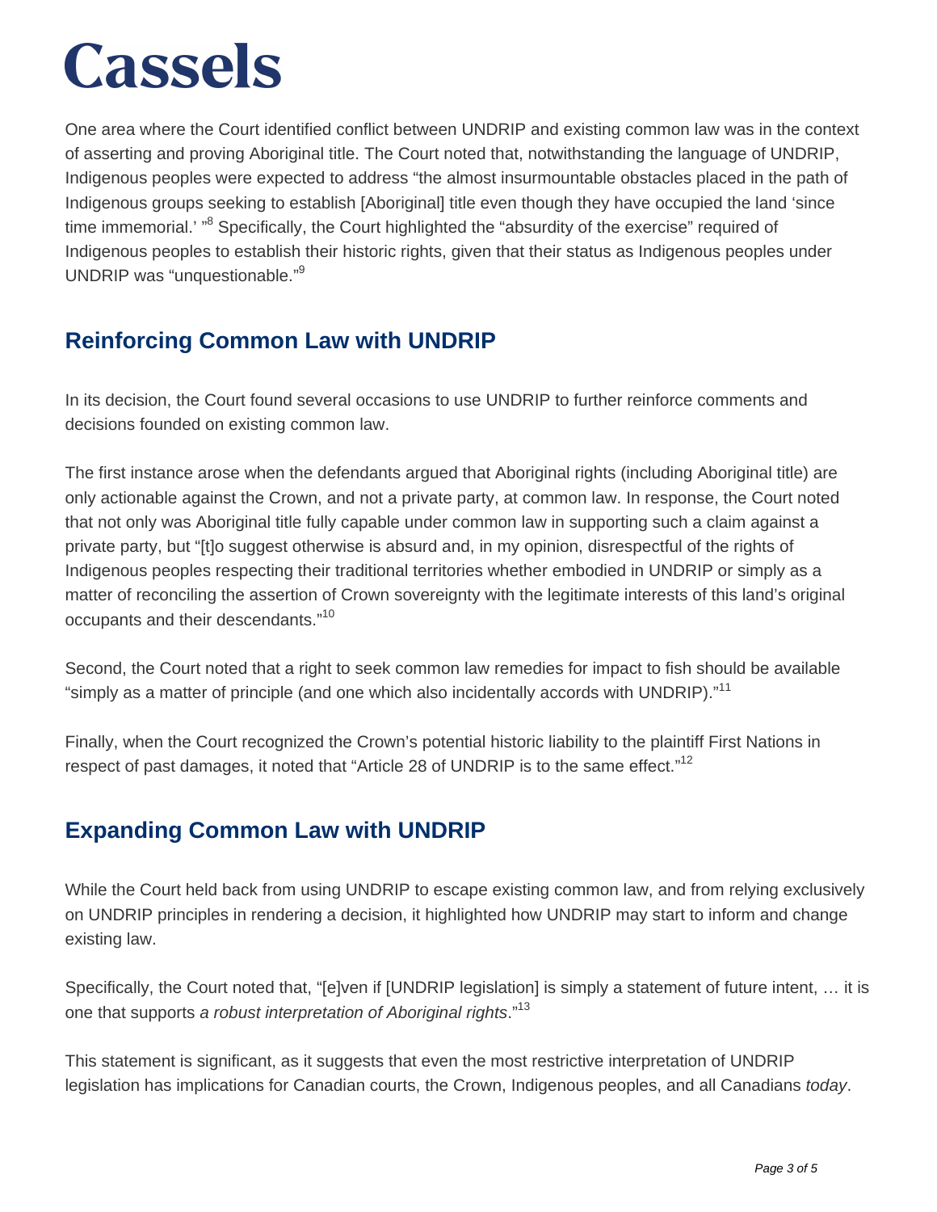One area where the Court identified conflict between UNDRIP and existing common law was in the context of asserting and proving Aboriginal title. The Court noted that, notwithstanding the language of UNDRIP, Indigenous peoples were expected to address "the almost insurmountable obstacles placed in the path of Indigenous groups seeking to establish [Aboriginal] title even though they have occupied the land 'since time immemorial.' "[8] Specifically, the Court highlighted the "absurdity of the exercise" required of Indigenous peoples to establish their historic rights, given that their status as Indigenous peoples under UNDRIP was "unquestionable."[9]

## Reinforcing Common Law with UNDRIP

In its decision, the Court found several occasions to use UNDRIP to further reinforce comments and decisions founded on existing common law.

The first instance arose when the defendants argued that Aboriginal rights (including Aboriginal title) are only actionable against the Crown, and not a private party, at common law. In response, the Court noted that not only was Aboriginal title fully capable under common law in supporting such a claim against a private party, but "[t]o suggest otherwise is absurd and, in my opinion, disrespectful of the rights of Indigenous peoples respecting their traditional territories whether embodied in UNDRIP or simply as a matter of reconciling the assertion of Crown sovereignty with the legitimate interests of this land's original occupants and their descendants."[10]

Second, the Court noted that a right to seek common law remedies for impact to fish should be available "simply as a matter of principle (and one which also incidentally accords with UNDRIP)."[11]

Finally, when the Court recognized the Crown's potential historic liability to the plaintiff First Nations in respect of past damages, it noted that "Article 28 of UNDRIP is to the same effect."[12]

## Expanding Common Law with UNDRIP

While the Court held back from using UNDRIP to escape existing common law, and from relying exclusively on UNDRIP principles in rendering a decision, it highlighted how UNDRIP may start to inform and change existing law.

Specifically, the Court noted that, "[e]ven if [UNDRIP legislation] is simply a statement of future intent, … it is one that supports *a robust interpretation of Aboriginal rights*."[13]

This statement is significant, as it suggests that even the most restrictive interpretation of UNDRIP legislation has implications for Canadian courts, the Crown, Indigenous peoples, and all Canadians *today*.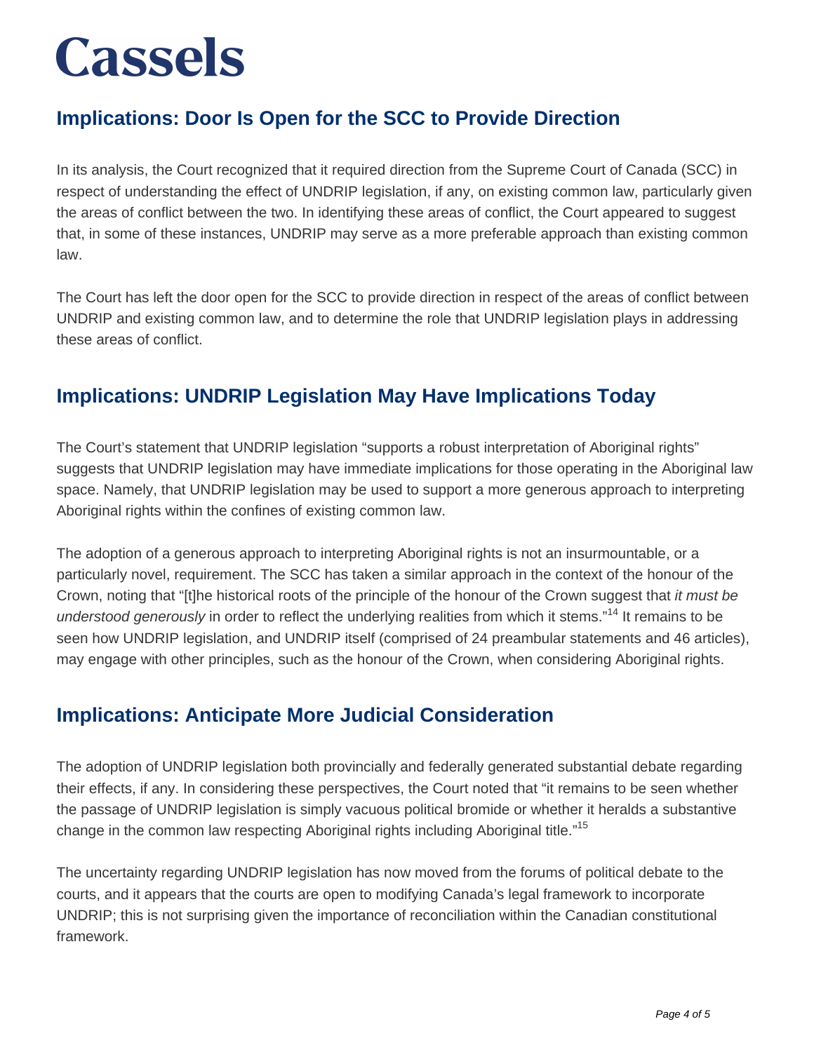## Implications: Door Is Open for the SCC to Provide Direction

In its analysis, the Court recognized that it required direction from the Supreme Court of Canada (SCC) in respect of understanding the effect of UNDRIP legislation, if any, on existing common law, particularly given the areas of conflict between the two. In identifying these areas of conflict, the Court appeared to suggest that, in some of these instances, UNDRIP may serve as a more preferable approach than existing common law.

The Court has left the door open for the SCC to provide direction in respect of the areas of conflict between UNDRIP and existing common law, and to determine the role that UNDRIP legislation plays in addressing these areas of conflict.

## Implications: UNDRIP Legislation May Have Implications Today

The Court's statement that UNDRIP legislation "supports a robust interpretation of Aboriginal rights" suggests that UNDRIP legislation may have immediate implications for those operating in the Aboriginal law space. Namely, that UNDRIP legislation may be used to support a more generous approach to interpreting Aboriginal rights within the confines of existing common law.

The adoption of a generous approach to interpreting Aboriginal rights is not an insurmountable, or a particularly novel, requirement. The SCC has taken a similar approach in the context of the honour of the Crown, noting that "[t]he historical roots of the principle of the honour of the Crown suggest that *it must be understood generously* in order to reflect the underlying realities from which it stems."[14] It remains to be seen how UNDRIP legislation, and UNDRIP itself (comprised of 24 preambular statements and 46 articles), may engage with other principles, such as the honour of the Crown, when considering Aboriginal rights.

## Implications: Anticipate More Judicial Consideration

The adoption of UNDRIP legislation both provincially and federally generated substantial debate regarding their effects, if any. In considering these perspectives, the Court noted that "it remains to be seen whether the passage of UNDRIP legislation is simply vacuous political bromide or whether it heralds a substantive change in the common law respecting Aboriginal rights including Aboriginal title."[15]

The uncertainty regarding UNDRIP legislation has now moved from the forums of political debate to the courts, and it appears that the courts are open to modifying Canada's legal framework to incorporate UNDRIP; this is not surprising given the importance of reconciliation within the Canadian constitutional framework.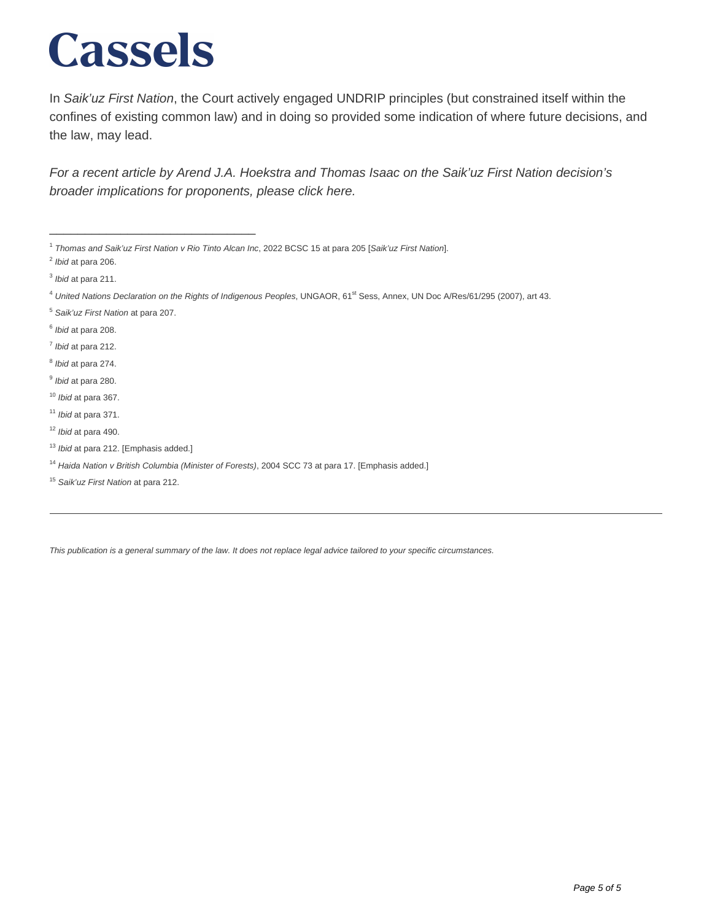In *Saik'uz First Nation*, the Court actively engaged UNDRIP principles (but constrained itself within the confines of existing common law) and in doing so provided some indication of where future decisions, and the law, may lead.

*For a recent article by Arend J.A. Hoekstra and Thomas Isaac on the Saik'uz First Nation decision's broader implications for proponents, please click here.*

---

[1] *Thomas and Saik'uz First Nation v Rio Tinto Alcan Inc*, 2022 BCSC 15 at para 205 [*Saik'uz First Nation*].

[2] *Ibid* at para 206.

[3] *Ibid* at para 211.

[4] *United Nations Declaration on the Rights of Indigenous Peoples*, UNGAOR, 61st Sess, Annex, UN Doc A/Res/61/295 (2007), art 43.

[5] *Saik'uz First Nation* at para 207.

[6] *Ibid* at para 208.

[7] *Ibid* at para 212.

[8] *Ibid* at para 274.

[9] *Ibid* at para 280.

[10] *Ibid* at para 367.

[11] *Ibid* at para 371.

[12] *Ibid* at para 490.

[13] *Ibid* at para 212. [Emphasis added.]

[14] *Haida Nation v British Columbia (Minister of Forests)*, 2004 SCC 73 at para 17. [Emphasis added.]

[15] *Saik'uz First Nation* at para 212.

---

*This publication is a general summary of the law. It does not replace legal advice tailored to your specific circumstances.*